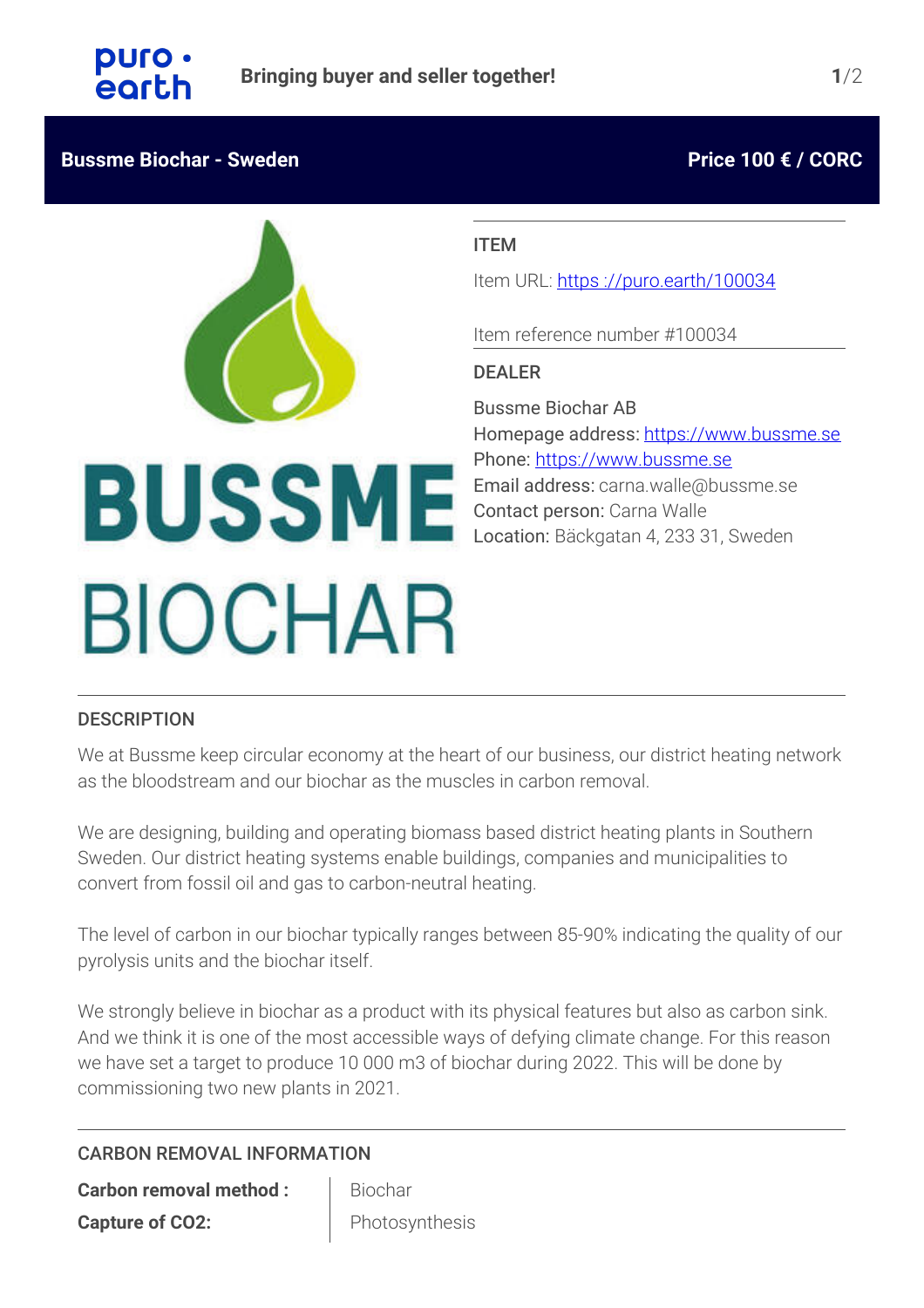Bringing buyer and seller together!

## Bussme Biochar - Sweden

**Price 100 € / CORC**

### ITEM

Item URL: https ://puro.earth/100034

Item reference number #100034

### DEALER

Bussme Biochar AB
Homepage address: https://www.bussme.se
Phone: https://www.bussme.se
Email address: carna.walle@bussme.se
Contact person: Carna Walle
Location: Bäckgatan 4, 233 31, Sweden

BUSSME BIOCHAR

### DESCRIPTION

We at Bussme keep circular economy at the heart of our business, our district heating network as the bloodstream and our biochar as the muscles in carbon removal.

We are designing, building and operating biomass based district heating plants in Southern Sweden. Our district heating systems enable buildings, companies and municipalities to convert from fossil oil and gas to carbon-neutral heating.

The level of carbon in our biochar typically ranges between 85-90% indicating the quality of our pyrolysis units and the biochar itself.

We strongly believe in biochar as a product with its physical features but also as carbon sink. And we think it is one of the most accessible ways of defying climate change. For this reason we have set a target to produce 10 000 m3 of biochar during 2022. This will be done by commissioning two new plants in 2021.

### CARBON REMOVAL INFORMATION

| | |
|---|---|
| **Carbon removal method :** | Biochar |
| **Capture of $CO_2$:** | Photosynthesis |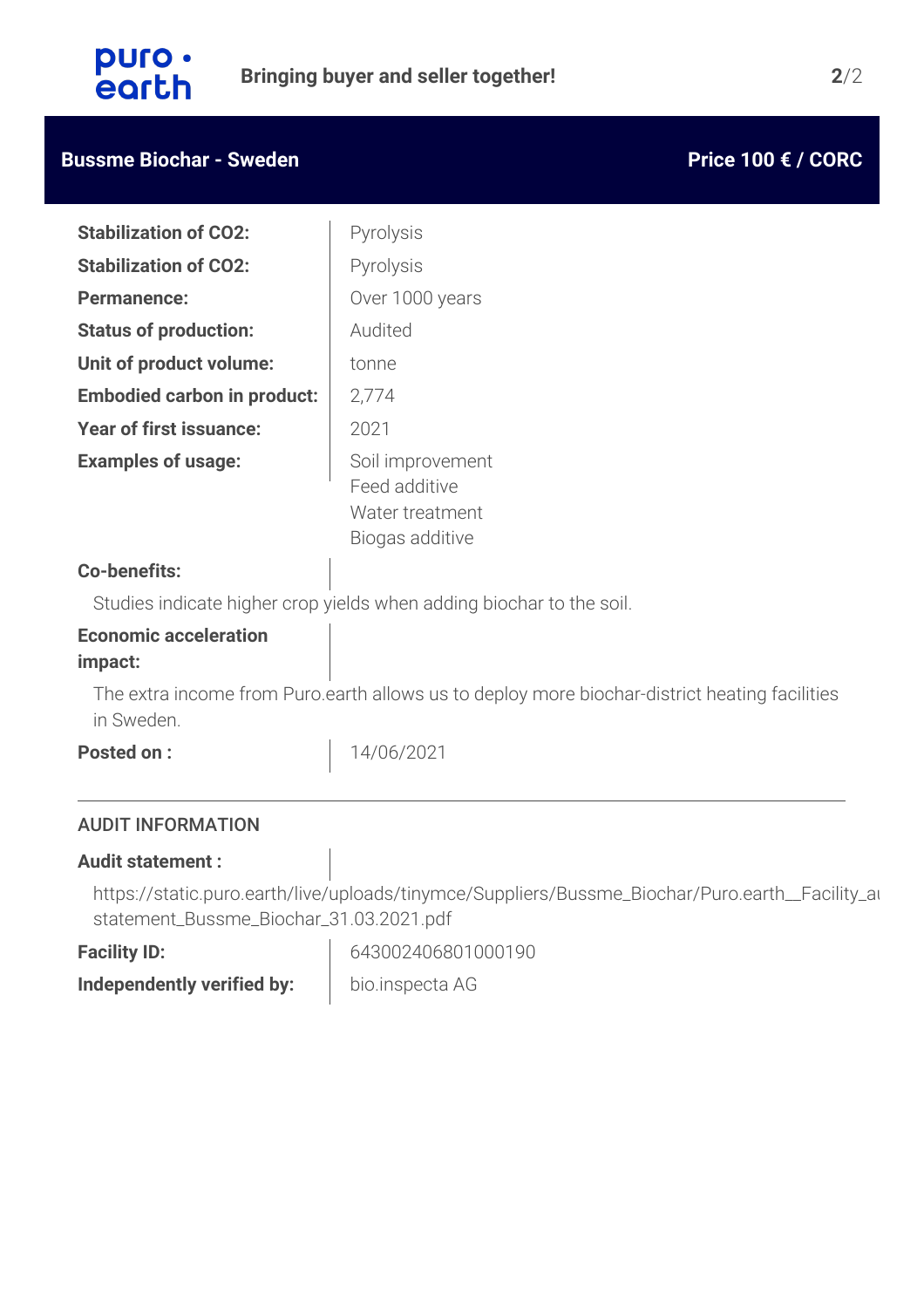## Bussme Biochar - Sweden

**Price 100 € / CORC**

**Stabilization of CO2:** Pyrolysis

**Stabilization of CO2:** Pyrolysis

**Permanence:** Over 1000 years

**Status of production:** Audited

**Unit of product volume:** tonne

**Embodied carbon in product:** 2,774

**Year of first issuance:** 2021

**Examples of usage:**
Soil improvement
Feed additive
Water treatment
Biogas additive

**Co-benefits:**

Studies indicate higher crop yields when adding biochar to the soil.

**Economic acceleration impact:**

The extra income from Puro.earth allows us to deploy more biochar-district heating facilities in Sweden.

**Posted on :** 14/06/2021

---

### AUDIT INFORMATION

**Audit statement :**

https://static.puro.earth/live/uploads/tinymce/Suppliers/Bussme_Biochar/Puro.earth__Facility_au statement_Bussme_Biochar_31.03.2021.pdf

**Facility ID:** 643002406801000190

**Independently verified by:** bio.inspecta AG